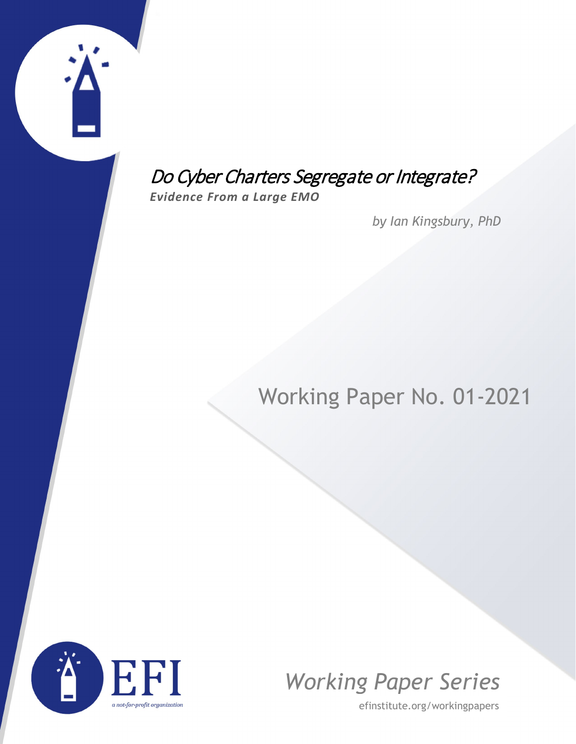# Do Cyber Charters Segregate or Integrate?

***Evidence From a Large EMO***

*by Ian Kingsbury, PhD*

Working Paper No. 01-2021

EFI

*a not-for-profit organization*

*Working Paper Series*

efinstitute.org/workingpapers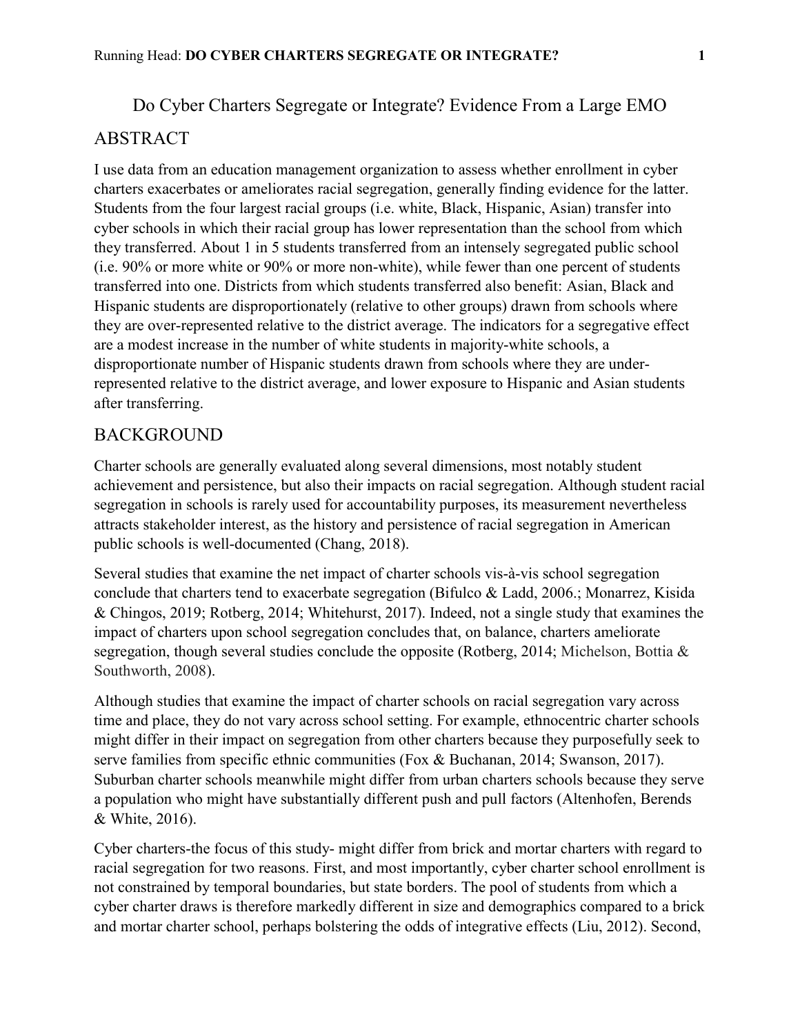# Do Cyber Charters Segregate or Integrate? Evidence From a Large EMO

## ABSTRACT

I use data from an education management organization to assess whether enrollment in cyber charters exacerbates or ameliorates racial segregation, generally finding evidence for the latter. Students from the four largest racial groups (i.e. white, Black, Hispanic, Asian) transfer into cyber schools in which their racial group has lower representation than the school from which they transferred. About 1 in 5 students transferred from an intensely segregated public school (i.e. 90% or more white or 90% or more non-white), while fewer than one percent of students transferred into one. Districts from which students transferred also benefit: Asian, Black and Hispanic students are disproportionately (relative to other groups) drawn from schools where they are over-represented relative to the district average. The indicators for a segregative effect are a modest increase in the number of white students in majority-white schools, a disproportionate number of Hispanic students drawn from schools where they are under-represented relative to the district average, and lower exposure to Hispanic and Asian students after transferring.

## BACKGROUND

Charter schools are generally evaluated along several dimensions, most notably student achievement and persistence, but also their impacts on racial segregation. Although student racial segregation in schools is rarely used for accountability purposes, its measurement nevertheless attracts stakeholder interest, as the history and persistence of racial segregation in American public schools is well-documented (Chang, 2018).

Several studies that examine the net impact of charter schools vis-à-vis school segregation conclude that charters tend to exacerbate segregation (Bifulco & Ladd, 2006.; Monarrez, Kisida & Chingos, 2019; Rotberg, 2014; Whitehurst, 2017). Indeed, not a single study that examines the impact of charters upon school segregation concludes that, on balance, charters ameliorate segregation, though several studies conclude the opposite (Rotberg, 2014; Michelson, Bottia & Southworth, 2008).

Although studies that examine the impact of charter schools on racial segregation vary across time and place, they do not vary across school setting. For example, ethnocentric charter schools might differ in their impact on segregation from other charters because they purposefully seek to serve families from specific ethnic communities (Fox & Buchanan, 2014; Swanson, 2017). Suburban charter schools meanwhile might differ from urban charters schools because they serve a population who might have substantially different push and pull factors (Altenhofen, Berends & White, 2016).

Cyber charters-the focus of this study- might differ from brick and mortar charters with regard to racial segregation for two reasons. First, and most importantly, cyber charter school enrollment is not constrained by temporal boundaries, but state borders. The pool of students from which a cyber charter draws is therefore markedly different in size and demographics compared to a brick and mortar charter school, perhaps bolstering the odds of integrative effects (Liu, 2012). Second,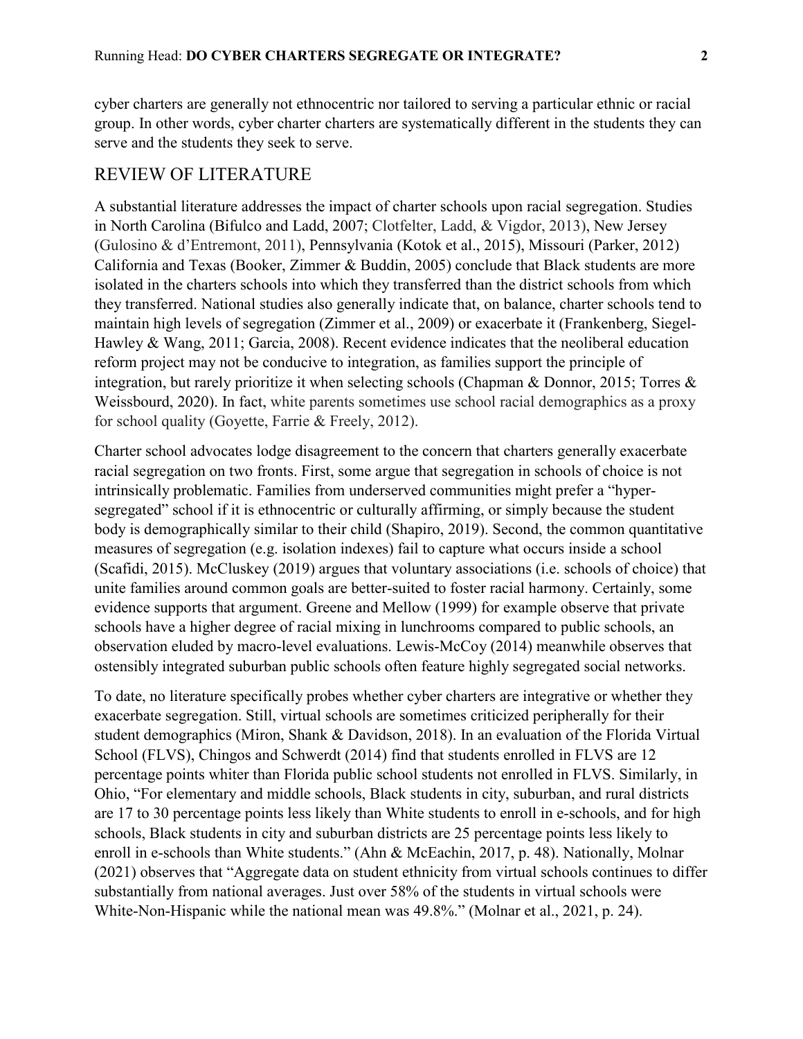cyber charters are generally not ethnocentric nor tailored to serving a particular ethnic or racial group. In other words, cyber charter charters are systematically different in the students they can serve and the students they seek to serve.

## REVIEW OF LITERATURE

A substantial literature addresses the impact of charter schools upon racial segregation. Studies in North Carolina (Bifulco and Ladd, 2007; Clotfelter, Ladd, & Vigdor, 2013), New Jersey (Gulosino & d'Entremont, 2011), Pennsylvania (Kotok et al., 2015), Missouri (Parker, 2012) California and Texas (Booker, Zimmer & Buddin, 2005) conclude that Black students are more isolated in the charters schools into which they transferred than the district schools from which they transferred. National studies also generally indicate that, on balance, charter schools tend to maintain high levels of segregation (Zimmer et al., 2009) or exacerbate it (Frankenberg, Siegel-Hawley & Wang, 2011; Garcia, 2008). Recent evidence indicates that the neoliberal education reform project may not be conducive to integration, as families support the principle of integration, but rarely prioritize it when selecting schools (Chapman & Donnor, 2015; Torres & Weissbourd, 2020). In fact, white parents sometimes use school racial demographics as a proxy for school quality (Goyette, Farrie & Freely, 2012).

Charter school advocates lodge disagreement to the concern that charters generally exacerbate racial segregation on two fronts. First, some argue that segregation in schools of choice is not intrinsically problematic. Families from underserved communities might prefer a "hyper-segregated" school if it is ethnocentric or culturally affirming, or simply because the student body is demographically similar to their child (Shapiro, 2019). Second, the common quantitative measures of segregation (e.g. isolation indexes) fail to capture what occurs inside a school (Scafidi, 2015). McCluskey (2019) argues that voluntary associations (i.e. schools of choice) that unite families around common goals are better-suited to foster racial harmony. Certainly, some evidence supports that argument. Greene and Mellow (1999) for example observe that private schools have a higher degree of racial mixing in lunchrooms compared to public schools, an observation eluded by macro-level evaluations. Lewis-McCoy (2014) meanwhile observes that ostensibly integrated suburban public schools often feature highly segregated social networks.

To date, no literature specifically probes whether cyber charters are integrative or whether they exacerbate segregation. Still, virtual schools are sometimes criticized peripherally for their student demographics (Miron, Shank & Davidson, 2018). In an evaluation of the Florida Virtual School (FLVS), Chingos and Schwerdt (2014) find that students enrolled in FLVS are 12 percentage points whiter than Florida public school students not enrolled in FLVS. Similarly, in Ohio, "For elementary and middle schools, Black students in city, suburban, and rural districts are 17 to 30 percentage points less likely than White students to enroll in e-schools, and for high schools, Black students in city and suburban districts are 25 percentage points less likely to enroll in e-schools than White students." (Ahn & McEachin, 2017, p. 48). Nationally, Molnar (2021) observes that "Aggregate data on student ethnicity from virtual schools continues to differ substantially from national averages. Just over 58% of the students in virtual schools were White-Non-Hispanic while the national mean was 49.8%." (Molnar et al., 2021, p. 24).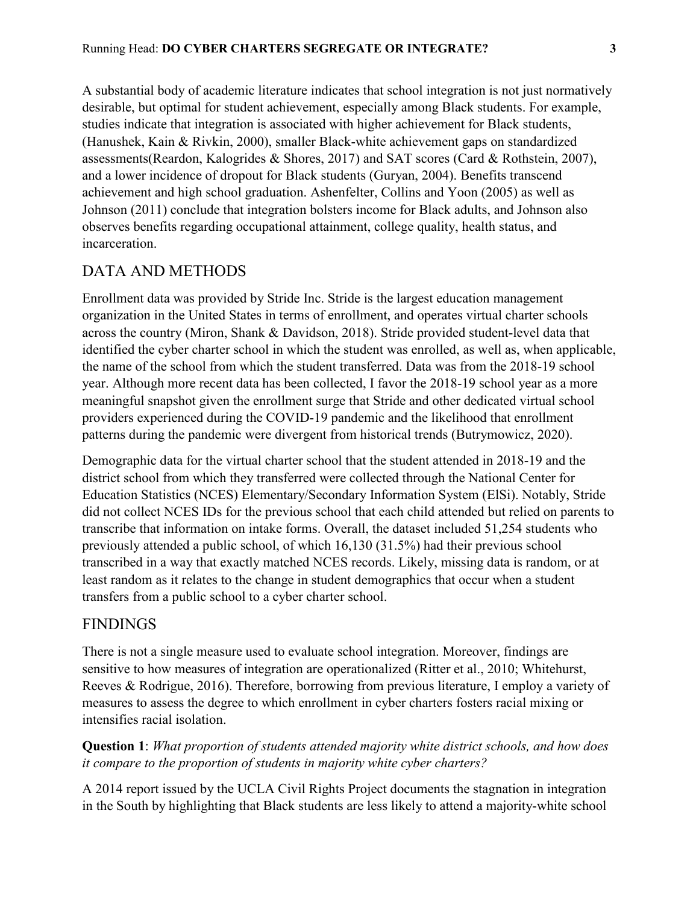A substantial body of academic literature indicates that school integration is not just normatively desirable, but optimal for student achievement, especially among Black students. For example, studies indicate that integration is associated with higher achievement for Black students, (Hanushek, Kain & Rivkin, 2000), smaller Black-white achievement gaps on standardized assessments(Reardon, Kalogrides & Shores, 2017) and SAT scores (Card & Rothstein, 2007), and a lower incidence of dropout for Black students (Guryan, 2004). Benefits transcend achievement and high school graduation. Ashenfelter, Collins and Yoon (2005) as well as Johnson (2011) conclude that integration bolsters income for Black adults, and Johnson also observes benefits regarding occupational attainment, college quality, health status, and incarceration.

## DATA AND METHODS

Enrollment data was provided by Stride Inc. Stride is the largest education management organization in the United States in terms of enrollment, and operates virtual charter schools across the country (Miron, Shank & Davidson, 2018). Stride provided student-level data that identified the cyber charter school in which the student was enrolled, as well as, when applicable, the name of the school from which the student transferred. Data was from the 2018-19 school year. Although more recent data has been collected, I favor the 2018-19 school year as a more meaningful snapshot given the enrollment surge that Stride and other dedicated virtual school providers experienced during the COVID-19 pandemic and the likelihood that enrollment patterns during the pandemic were divergent from historical trends (Butrymowicz, 2020).

Demographic data for the virtual charter school that the student attended in 2018-19 and the district school from which they transferred were collected through the National Center for Education Statistics (NCES) Elementary/Secondary Information System (ElSi). Notably, Stride did not collect NCES IDs for the previous school that each child attended but relied on parents to transcribe that information on intake forms. Overall, the dataset included 51,254 students who previously attended a public school, of which 16,130 (31.5%) had their previous school transcribed in a way that exactly matched NCES records. Likely, missing data is random, or at least random as it relates to the change in student demographics that occur when a student transfers from a public school to a cyber charter school.

## FINDINGS

There is not a single measure used to evaluate school integration. Moreover, findings are sensitive to how measures of integration are operationalized (Ritter et al., 2010; Whitehurst, Reeves & Rodrigue, 2016). Therefore, borrowing from previous literature, I employ a variety of measures to assess the degree to which enrollment in cyber charters fosters racial mixing or intensifies racial isolation.

**Question 1**: *What proportion of students attended majority white district schools, and how does it compare to the proportion of students in majority white cyber charters?*

A 2014 report issued by the UCLA Civil Rights Project documents the stagnation in integration in the South by highlighting that Black students are less likely to attend a majority-white school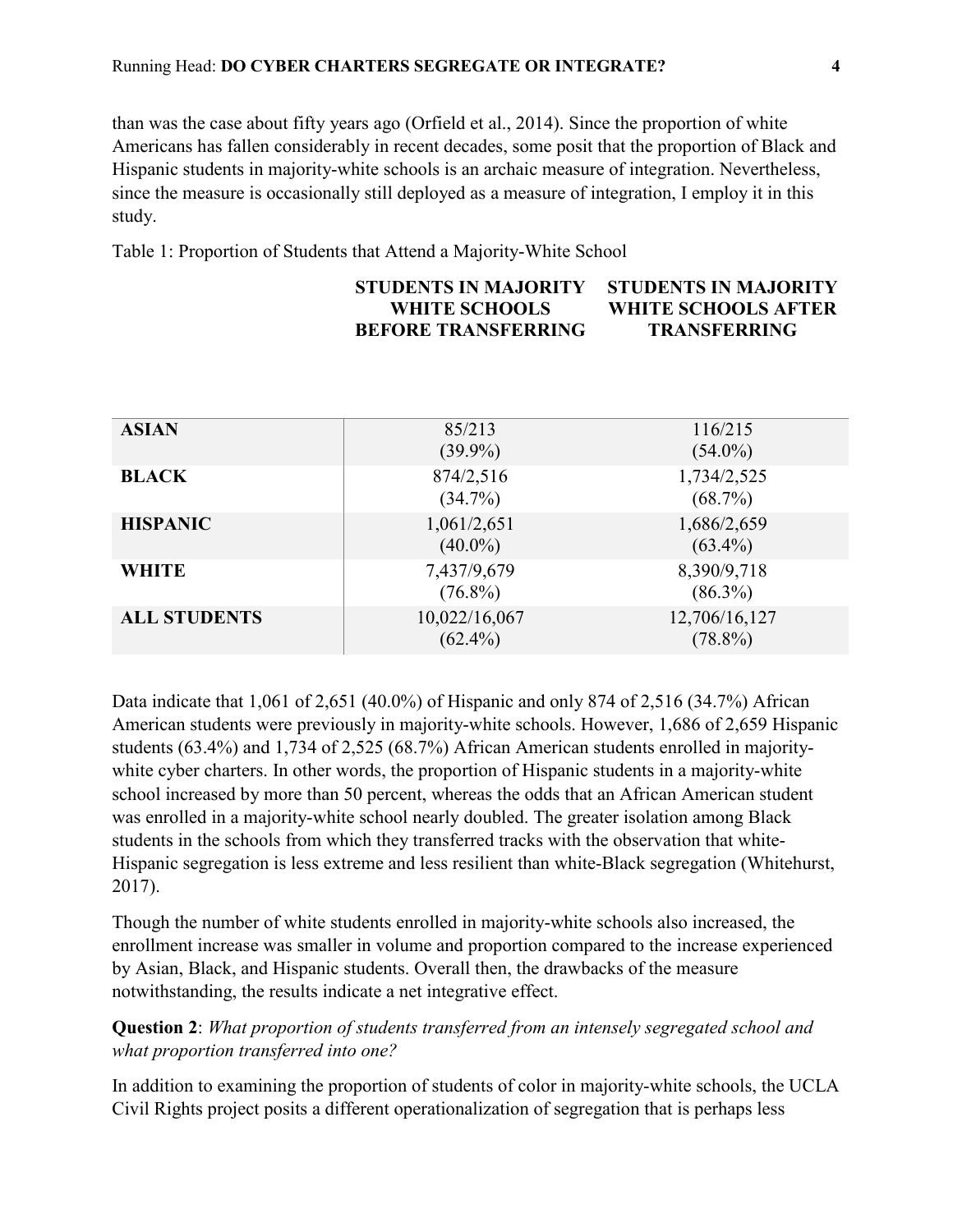than was the case about fifty years ago (Orfield et al., 2014). Since the proportion of white Americans has fallen considerably in recent decades, some posit that the proportion of Black and Hispanic students in majority-white schools is an archaic measure of integration. Nevertheless, since the measure is occasionally still deployed as a measure of integration, I employ it in this study.

Table 1: Proportion of Students that Attend a Majority-White School

| | STUDENTS IN MAJORITY WHITE SCHOOLS BEFORE TRANSFERRING | STUDENTS IN MAJORITY WHITE SCHOOLS AFTER TRANSFERRING |
|---|---|---|
| **ASIAN** | 85/213 (39.9%) | 116/215 (54.0%) |
| **BLACK** | 874/2,516 (34.7%) | 1,734/2,525 (68.7%) |
| **HISPANIC** | 1,061/2,651 (40.0%) | 1,686/2,659 (63.4%) |
| **WHITE** | 7,437/9,679 (76.8%) | 8,390/9,718 (86.3%) |
| **ALL STUDENTS** | 10,022/16,067 (62.4%) | 12,706/16,127 (78.8%) |

Data indicate that 1,061 of 2,651 (40.0%) of Hispanic and only 874 of 2,516 (34.7%) African American students were previously in majority-white schools. However, 1,686 of 2,659 Hispanic students (63.4%) and 1,734 of 2,525 (68.7%) African American students enrolled in majority-white cyber charters. In other words, the proportion of Hispanic students in a majority-white school increased by more than 50 percent, whereas the odds that an African American student was enrolled in a majority-white school nearly doubled. The greater isolation among Black students in the schools from which they transferred tracks with the observation that white-Hispanic segregation is less extreme and less resilient than white-Black segregation (Whitehurst, 2017).

Though the number of white students enrolled in majority-white schools also increased, the enrollment increase was smaller in volume and proportion compared to the increase experienced by Asian, Black, and Hispanic students. Overall then, the drawbacks of the measure notwithstanding, the results indicate a net integrative effect.

**Question 2**: *What proportion of students transferred from an intensely segregated school and what proportion transferred into one?*

In addition to examining the proportion of students of color in majority-white schools, the UCLA Civil Rights project posits a different operationalization of segregation that is perhaps less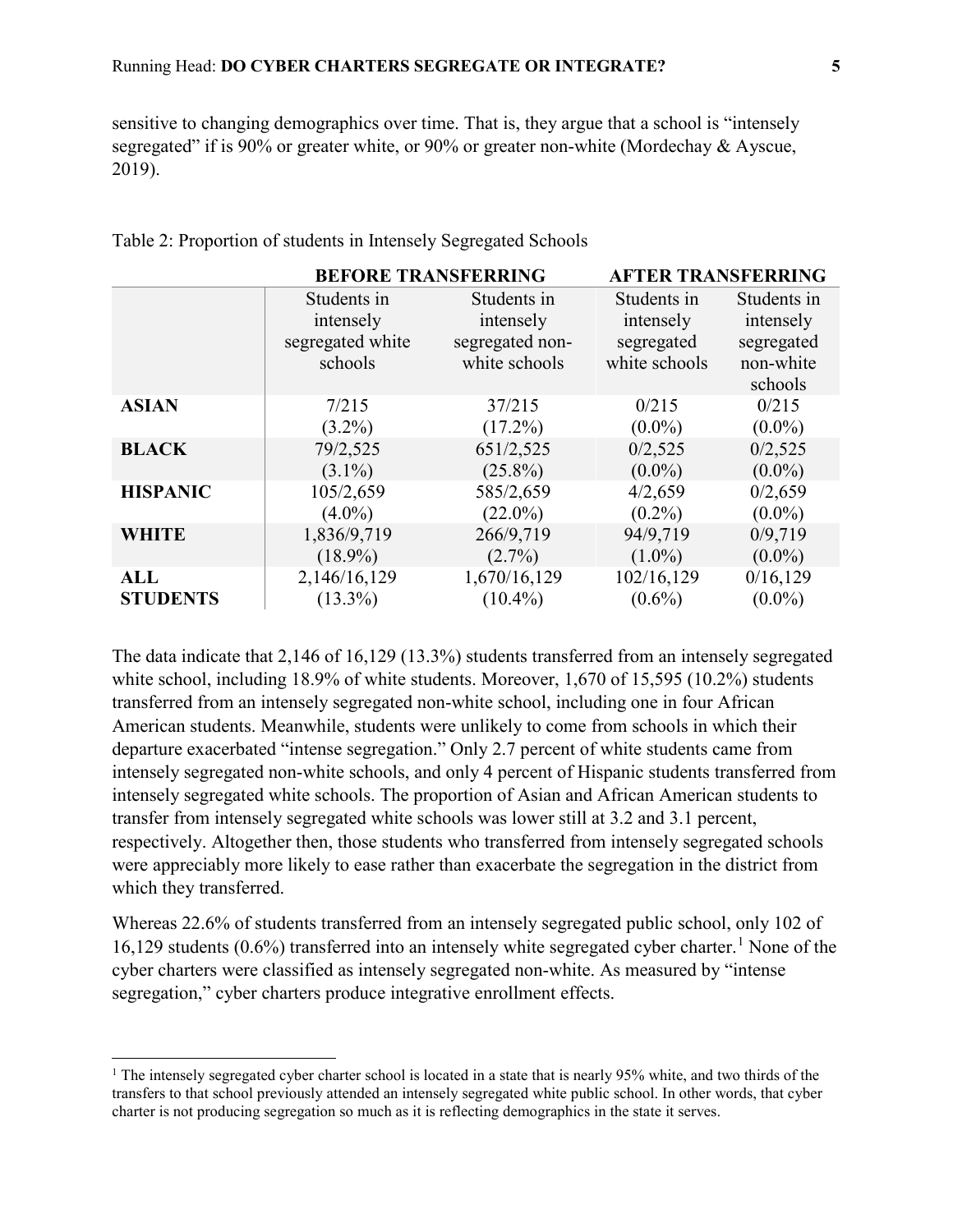sensitive to changing demographics over time. That is, they argue that a school is "intensely segregated" if is 90% or greater white, or 90% or greater non-white (Mordechay & Ayscue, 2019).

Table 2: Proportion of students in Intensely Segregated Schools

| | BEFORE TRANSFERRING | | AFTER TRANSFERRING | |
|---|---|---|---|---|
| | Students in intensely segregated white schools | Students in intensely segregated non-white schools | Students in intensely segregated white schools | Students in intensely segregated non-white schools |
| **ASIAN** | 7/215 (3.2%) | 37/215 (17.2%) | 0/215 (0.0%) | 0/215 (0.0%) |
| **BLACK** | 79/2,525 (3.1%) | 651/2,525 (25.8%) | 0/2,525 (0.0%) | 0/2,525 (0.0%) |
| **HISPANIC** | 105/2,659 (4.0%) | 585/2,659 (22.0%) | 4/2,659 (0.2%) | 0/2,659 (0.0%) |
| **WHITE** | 1,836/9,719 (18.9%) | 266/9,719 (2.7%) | 94/9,719 (1.0%) | 0/9,719 (0.0%) |
| **ALL STUDENTS** | 2,146/16,129 (13.3%) | 1,670/16,129 (10.4%) | 102/16,129 (0.6%) | 0/16,129 (0.0%) |

The data indicate that 2,146 of 16,129 (13.3%) students transferred from an intensely segregated white school, including 18.9% of white students. Moreover, 1,670 of 15,595 (10.2%) students transferred from an intensely segregated non-white school, including one in four African American students. Meanwhile, students were unlikely to come from schools in which their departure exacerbated "intense segregation." Only 2.7 percent of white students came from intensely segregated non-white schools, and only 4 percent of Hispanic students transferred from intensely segregated white schools. The proportion of Asian and African American students to transfer from intensely segregated white schools was lower still at 3.2 and 3.1 percent, respectively. Altogether then, those students who transferred from intensely segregated schools were appreciably more likely to ease rather than exacerbate the segregation in the district from which they transferred.

Whereas 22.6% of students transferred from an intensely segregated public school, only 102 of 16,129 students (0.6%) transferred into an intensely white segregated cyber charter.[1] None of the cyber charters were classified as intensely segregated non-white. As measured by "intense segregation," cyber charters produce integrative enrollment effects.

[1] The intensely segregated cyber charter school is located in a state that is nearly 95% white, and two thirds of the transfers to that school previously attended an intensely segregated white public school. In other words, that cyber charter is not producing segregation so much as it is reflecting demographics in the state it serves.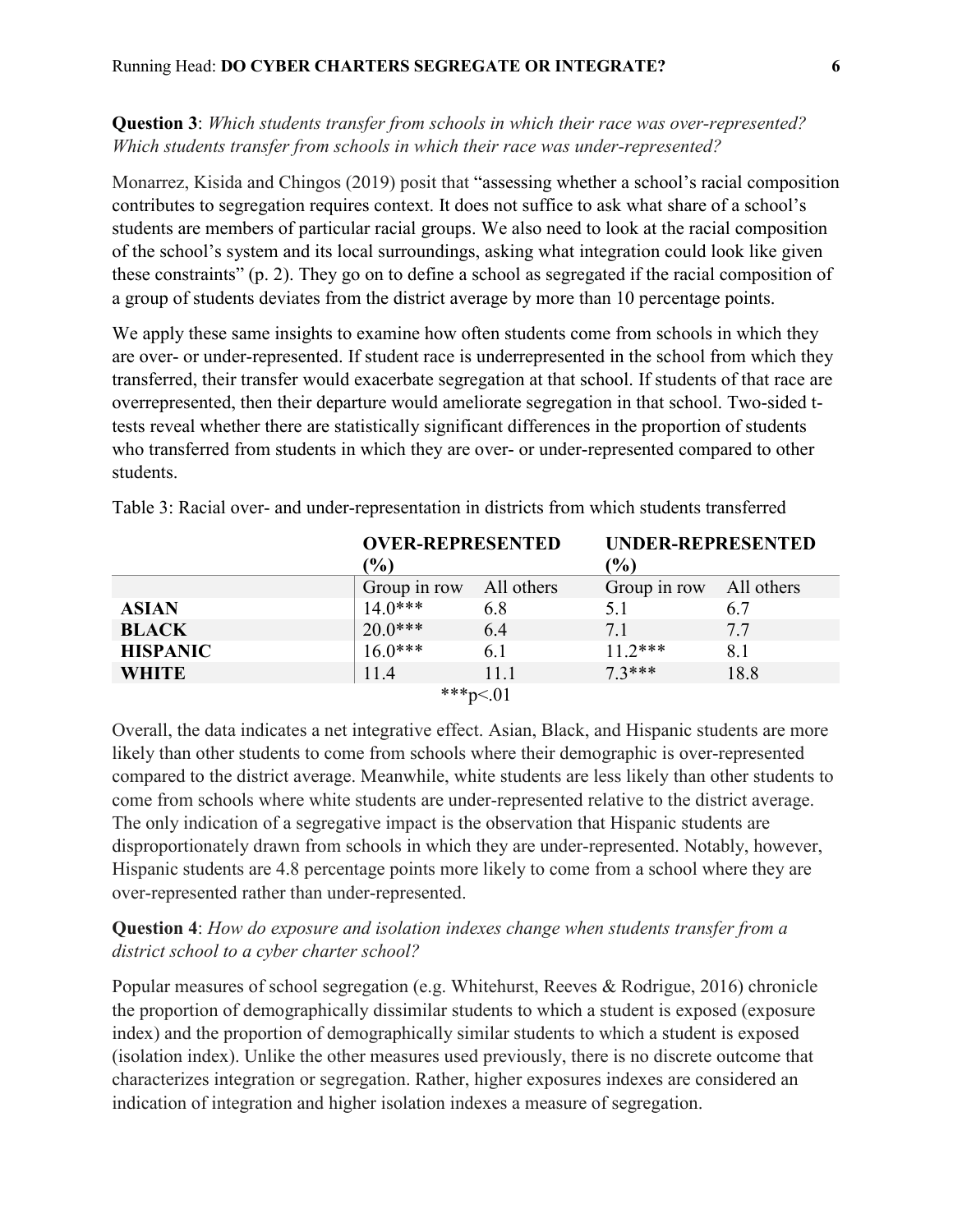**Question 3**: *Which students transfer from schools in which their race was over-represented? Which students transfer from schools in which their race was under-represented?*

Monarrez, Kisida and Chingos (2019) posit that "assessing whether a school's racial composition contributes to segregation requires context. It does not suffice to ask what share of a school's students are members of particular racial groups. We also need to look at the racial composition of the school's system and its local surroundings, asking what integration could look like given these constraints" (p. 2). They go on to define a school as segregated if the racial composition of a group of students deviates from the district average by more than 10 percentage points.

We apply these same insights to examine how often students come from schools in which they are over- or under-represented. If student race is underrepresented in the school from which they transferred, their transfer would exacerbate segregation at that school. If students of that race are overrepresented, then their departure would ameliorate segregation in that school. Two-sided t-tests reveal whether there are statistically significant differences in the proportion of students who transferred from students in which they are over- or under-represented compared to other students.

Table 3: Racial over- and under-representation in districts from which students transferred

| | **OVER-REPRESENTED (%)** | | **UNDER-REPRESENTED (%)** | |
|---|---|---|---|---|
| | Group in row | All others | Group in row | All others |
| **ASIAN** | 14.0*** | 6.8 | 5.1 | 6.7 |
| **BLACK** | 20.0*** | 6.4 | 7.1 | 7.7 |
| **HISPANIC** | 16.0*** | 6.1 | 11.2*** | 8.1 |
| **WHITE** | 11.4 | 11.1 | 7.3*** | 18.8 |

***$p<.01$

Overall, the data indicates a net integrative effect. Asian, Black, and Hispanic students are more likely than other students to come from schools where their demographic is over-represented compared to the district average. Meanwhile, white students are less likely than other students to come from schools where white students are under-represented relative to the district average. The only indication of a segregative impact is the observation that Hispanic students are disproportionately drawn from schools in which they are under-represented. Notably, however, Hispanic students are 4.8 percentage points more likely to come from a school where they are over-represented rather than under-represented.

**Question 4**: *How do exposure and isolation indexes change when students transfer from a district school to a cyber charter school?*

Popular measures of school segregation (e.g. Whitehurst, Reeves & Rodrigue, 2016) chronicle the proportion of demographically dissimilar students to which a student is exposed (exposure index) and the proportion of demographically similar students to which a student is exposed (isolation index). Unlike the other measures used previously, there is no discrete outcome that characterizes integration or segregation. Rather, higher exposures indexes are considered an indication of integration and higher isolation indexes a measure of segregation.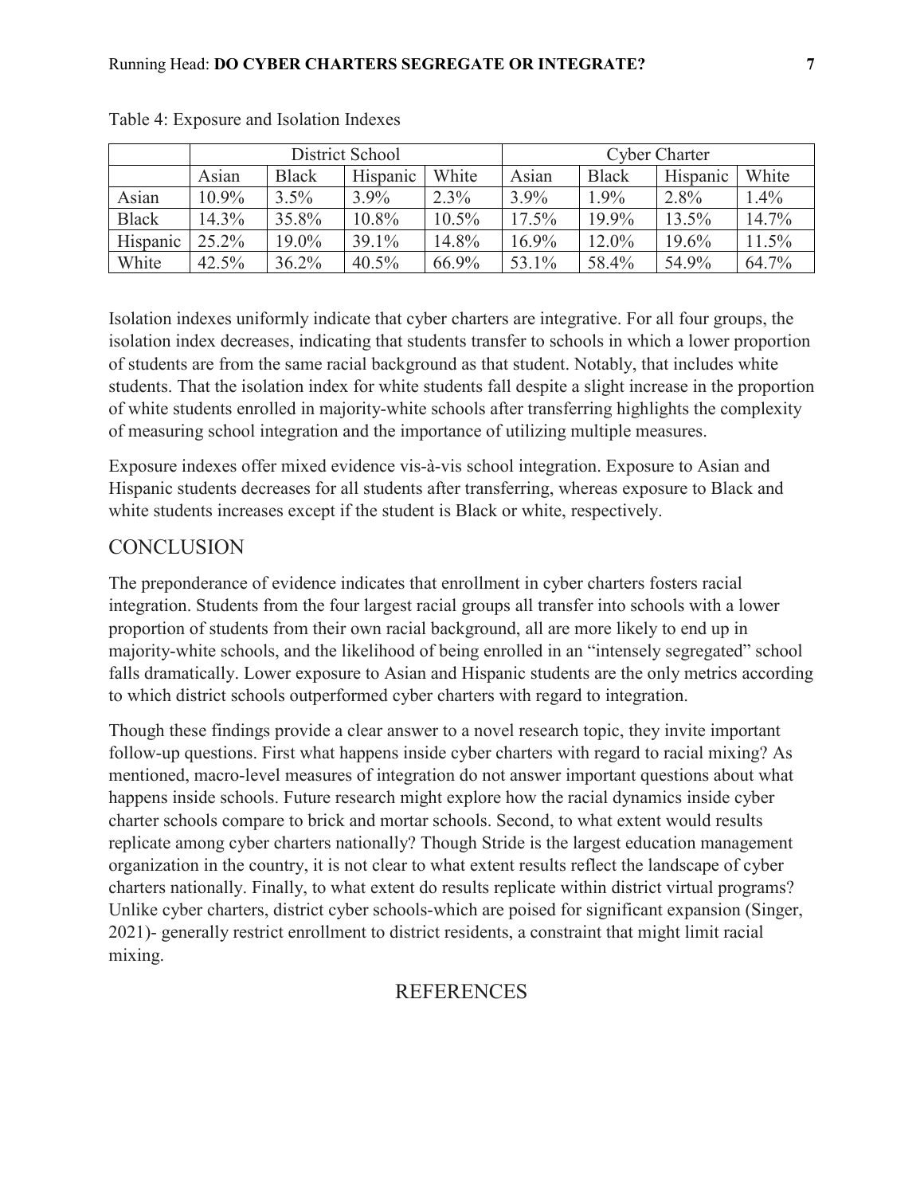Table 4: Exposure and Isolation Indexes

| | District School | | | | Cyber Charter | | | |
|---|---|---|---|---|---|---|---|---|
| | Asian | Black | Hispanic | White | Asian | Black | Hispanic | White |
| Asian | 10.9% | 3.5% | 3.9% | 2.3% | 3.9% | 1.9% | 2.8% | 1.4% |
| Black | 14.3% | 35.8% | 10.8% | 10.5% | 17.5% | 19.9% | 13.5% | 14.7% |
| Hispanic | 25.2% | 19.0% | 39.1% | 14.8% | 16.9% | 12.0% | 19.6% | 11.5% |
| White | 42.5% | 36.2% | 40.5% | 66.9% | 53.1% | 58.4% | 54.9% | 64.7% |

Isolation indexes uniformly indicate that cyber charters are integrative. For all four groups, the isolation index decreases, indicating that students transfer to schools in which a lower proportion of students are from the same racial background as that student. Notably, that includes white students. That the isolation index for white students fall despite a slight increase in the proportion of white students enrolled in majority-white schools after transferring highlights the complexity of measuring school integration and the importance of utilizing multiple measures.

Exposure indexes offer mixed evidence vis-à-vis school integration. Exposure to Asian and Hispanic students decreases for all students after transferring, whereas exposure to Black and white students increases except if the student is Black or white, respectively.

## CONCLUSION

The preponderance of evidence indicates that enrollment in cyber charters fosters racial integration. Students from the four largest racial groups all transfer into schools with a lower proportion of students from their own racial background, all are more likely to end up in majority-white schools, and the likelihood of being enrolled in an "intensely segregated" school falls dramatically. Lower exposure to Asian and Hispanic students are the only metrics according to which district schools outperformed cyber charters with regard to integration.

Though these findings provide a clear answer to a novel research topic, they invite important follow-up questions. First what happens inside cyber charters with regard to racial mixing? As mentioned, macro-level measures of integration do not answer important questions about what happens inside schools. Future research might explore how the racial dynamics inside cyber charter schools compare to brick and mortar schools. Second, to what extent would results replicate among cyber charters nationally? Though Stride is the largest education management organization in the country, it is not clear to what extent results reflect the landscape of cyber charters nationally. Finally, to what extent do results replicate within district virtual programs? Unlike cyber charters, district cyber schools-which are poised for significant expansion (Singer, 2021)- generally restrict enrollment to district residents, a constraint that might limit racial mixing.

## REFERENCES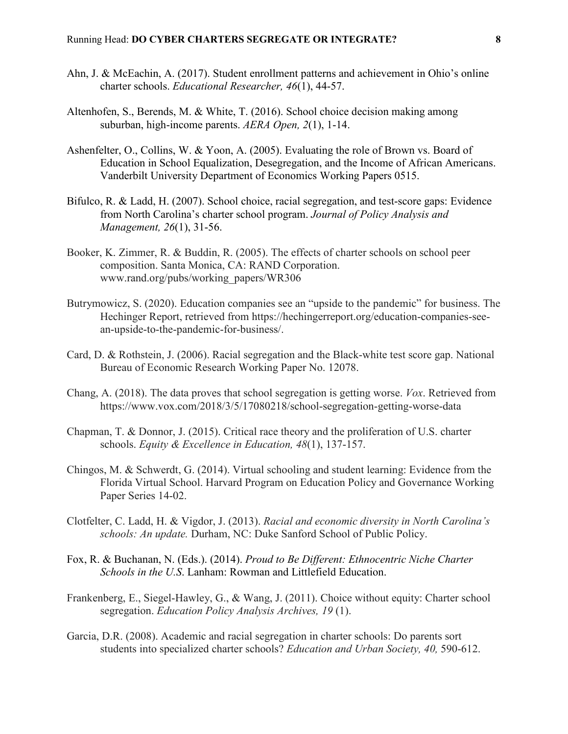Ahn, J. & McEachin, A. (2017). Student enrollment patterns and achievement in Ohio's online charter schools. *Educational Researcher, 46*(1), 44-57.

Altenhofen, S., Berends, M. & White, T. (2016). School choice decision making among suburban, high-income parents. *AERA Open, 2*(1), 1-14.

Ashenfelter, O., Collins, W. & Yoon, A. (2005). Evaluating the role of Brown vs. Board of Education in School Equalization, Desegregation, and the Income of African Americans. Vanderbilt University Department of Economics Working Papers 0515.

Bifulco, R. & Ladd, H. (2007). School choice, racial segregation, and test-score gaps: Evidence from North Carolina's charter school program. *Journal of Policy Analysis and Management, 26*(1), 31-56.

Booker, K. Zimmer, R. & Buddin, R. (2005). The effects of charter schools on school peer composition. Santa Monica, CA: RAND Corporation. www.rand.org/pubs/working_papers/WR306

Butrymowicz, S. (2020). Education companies see an "upside to the pandemic" for business. The Hechinger Report, retrieved from https://hechingerreport.org/education-companies-see-an-upside-to-the-pandemic-for-business/.

Card, D. & Rothstein, J. (2006). Racial segregation and the Black-white test score gap. National Bureau of Economic Research Working Paper No. 12078.

Chang, A. (2018). The data proves that school segregation is getting worse. *Vox*. Retrieved from https://www.vox.com/2018/3/5/17080218/school-segregation-getting-worse-data

Chapman, T. & Donnor, J. (2015). Critical race theory and the proliferation of U.S. charter schools. *Equity & Excellence in Education, 48*(1), 137-157.

Chingos, M. & Schwerdt, G. (2014). Virtual schooling and student learning: Evidence from the Florida Virtual School. Harvard Program on Education Policy and Governance Working Paper Series 14-02.

Clotfelter, C. Ladd, H. & Vigdor, J. (2013). *Racial and economic diversity in North Carolina's schools: An update.* Durham, NC: Duke Sanford School of Public Policy.

Fox, R. & Buchanan, N. (Eds.). (2014). *Proud to Be Different: Ethnocentric Niche Charter Schools in the U.S*. Lanham: Rowman and Littlefield Education.

Frankenberg, E., Siegel-Hawley, G., & Wang, J. (2011). Choice without equity: Charter school segregation. *Education Policy Analysis Archives, 19* (1).

Garcia, D.R. (2008). Academic and racial segregation in charter schools: Do parents sort students into specialized charter schools? *Education and Urban Society, 40,* 590-612.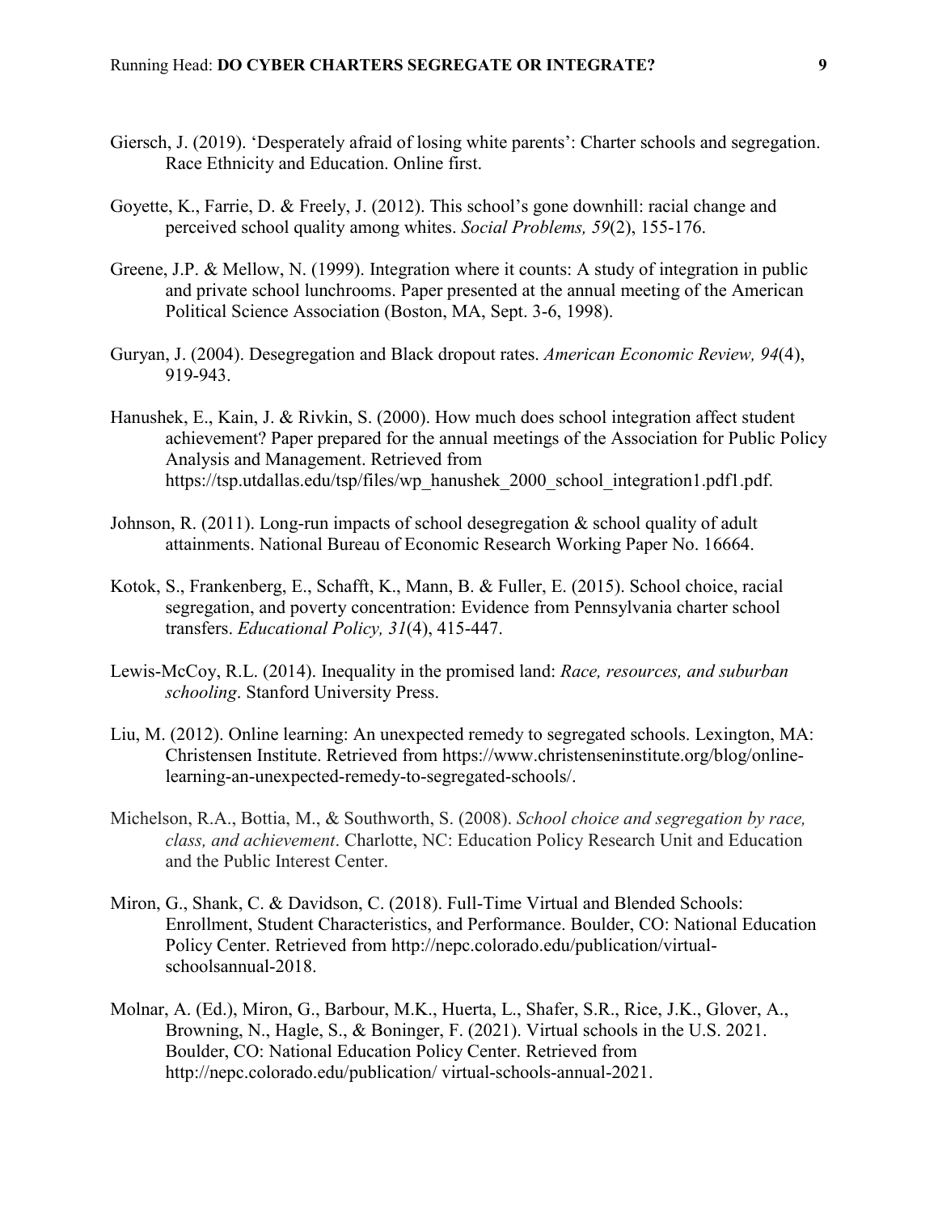Giersch, J. (2019). 'Desperately afraid of losing white parents': Charter schools and segregation. Race Ethnicity and Education. Online first.

Goyette, K., Farrie, D. & Freely, J. (2012). This school's gone downhill: racial change and perceived school quality among whites. *Social Problems, 59*(2), 155-176.

Greene, J.P. & Mellow, N. (1999). Integration where it counts: A study of integration in public and private school lunchrooms. Paper presented at the annual meeting of the American Political Science Association (Boston, MA, Sept. 3-6, 1998).

Guryan, J. (2004). Desegregation and Black dropout rates. *American Economic Review, 94*(4), 919-943.

Hanushek, E., Kain, J. & Rivkin, S. (2000). How much does school integration affect student achievement? Paper prepared for the annual meetings of the Association for Public Policy Analysis and Management. Retrieved from https://tsp.utdallas.edu/tsp/files/wp_hanushek_2000_school_integration1.pdf1.pdf.

Johnson, R. (2011). Long-run impacts of school desegregation & school quality of adult attainments. National Bureau of Economic Research Working Paper No. 16664.

Kotok, S., Frankenberg, E., Schafft, K., Mann, B. & Fuller, E. (2015). School choice, racial segregation, and poverty concentration: Evidence from Pennsylvania charter school transfers. *Educational Policy, 31*(4), 415-447.

Lewis-McCoy, R.L. (2014). Inequality in the promised land: *Race, resources, and suburban schooling*. Stanford University Press.

Liu, M. (2012). Online learning: An unexpected remedy to segregated schools. Lexington, MA: Christensen Institute. Retrieved from https://www.christenseninstitute.org/blog/online-learning-an-unexpected-remedy-to-segregated-schools/.

Michelson, R.A., Bottia, M., & Southworth, S. (2008). *School choice and segregation by race, class, and achievement*. Charlotte, NC: Education Policy Research Unit and Education and the Public Interest Center.

Miron, G., Shank, C. & Davidson, C. (2018). Full-Time Virtual and Blended Schools: Enrollment, Student Characteristics, and Performance. Boulder, CO: National Education Policy Center. Retrieved from http://nepc.colorado.edu/publication/virtual-schoolsannual-2018.

Molnar, A. (Ed.), Miron, G., Barbour, M.K., Huerta, L., Shafer, S.R., Rice, J.K., Glover, A., Browning, N., Hagle, S., & Boninger, F. (2021). Virtual schools in the U.S. 2021. Boulder, CO: National Education Policy Center. Retrieved from http://nepc.colorado.edu/publication/ virtual-schools-annual-2021.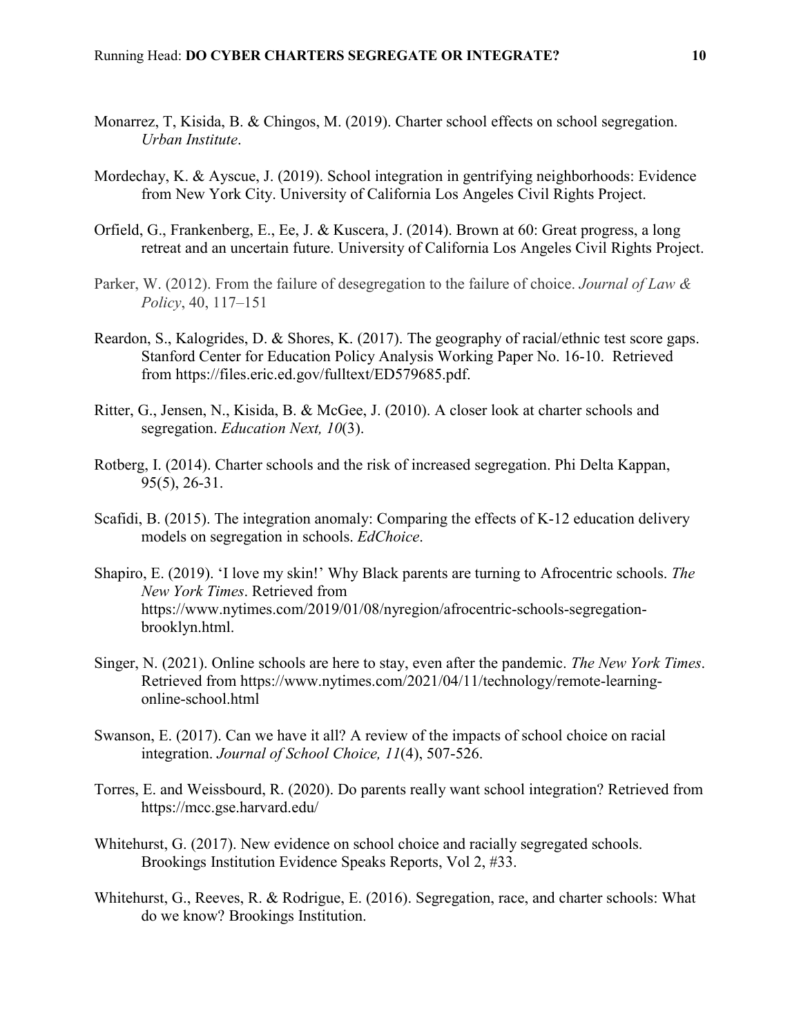Monarrez, T, Kisida, B. & Chingos, M. (2019). Charter school effects on school segregation. *Urban Institute*.

Mordechay, K. & Ayscue, J. (2019). School integration in gentrifying neighborhoods: Evidence from New York City. University of California Los Angeles Civil Rights Project.

Orfield, G., Frankenberg, E., Ee, J. & Kuscera, J. (2014). Brown at 60: Great progress, a long retreat and an uncertain future. University of California Los Angeles Civil Rights Project.

Parker, W. (2012). From the failure of desegregation to the failure of choice. *Journal of Law & Policy*, 40, 117–151

Reardon, S., Kalogrides, D. & Shores, K. (2017). The geography of racial/ethnic test score gaps. Stanford Center for Education Policy Analysis Working Paper No. 16-10. Retrieved from https://files.eric.ed.gov/fulltext/ED579685.pdf.

Ritter, G., Jensen, N., Kisida, B. & McGee, J. (2010). A closer look at charter schools and segregation. *Education Next, 10*(3).

Rotberg, I. (2014). Charter schools and the risk of increased segregation. Phi Delta Kappan, 95(5), 26-31.

Scafidi, B. (2015). The integration anomaly: Comparing the effects of K-12 education delivery models on segregation in schools. *EdChoice*.

Shapiro, E. (2019). 'I love my skin!' Why Black parents are turning to Afrocentric schools. *The New York Times*. Retrieved from https://www.nytimes.com/2019/01/08/nyregion/afrocentric-schools-segregation-brooklyn.html.

Singer, N. (2021). Online schools are here to stay, even after the pandemic. *The New York Times*. Retrieved from https://www.nytimes.com/2021/04/11/technology/remote-learning-online-school.html

Swanson, E. (2017). Can we have it all? A review of the impacts of school choice on racial integration. *Journal of School Choice, 11*(4), 507-526.

Torres, E. and Weissbourd, R. (2020). Do parents really want school integration? Retrieved from https://mcc.gse.harvard.edu/

Whitehurst, G. (2017). New evidence on school choice and racially segregated schools. Brookings Institution Evidence Speaks Reports, Vol 2, #33.

Whitehurst, G., Reeves, R. & Rodrigue, E. (2016). Segregation, race, and charter schools: What do we know? Brookings Institution.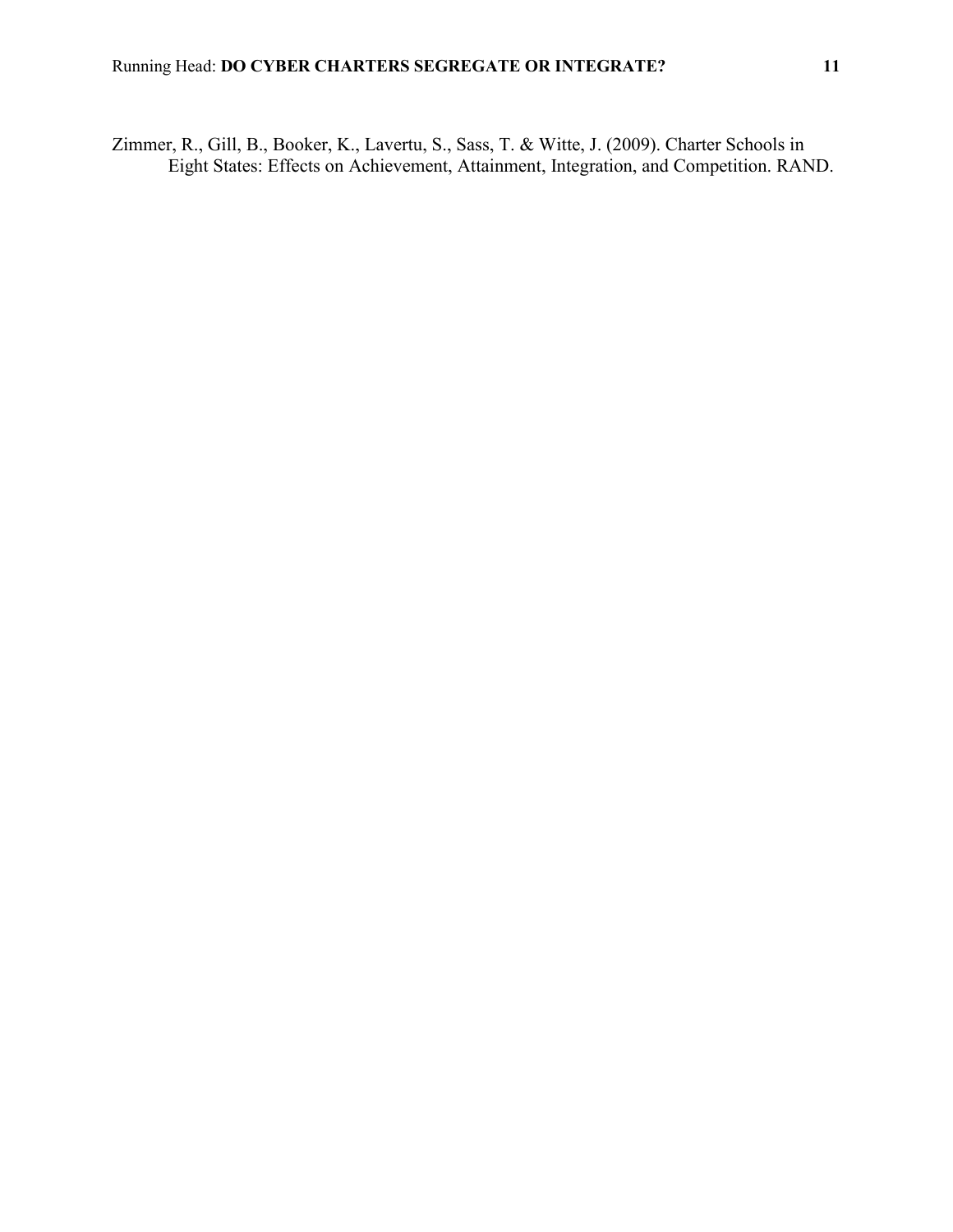Zimmer, R., Gill, B., Booker, K., Lavertu, S., Sass, T. & Witte, J. (2009). Charter Schools in Eight States: Effects on Achievement, Attainment, Integration, and Competition. RAND.